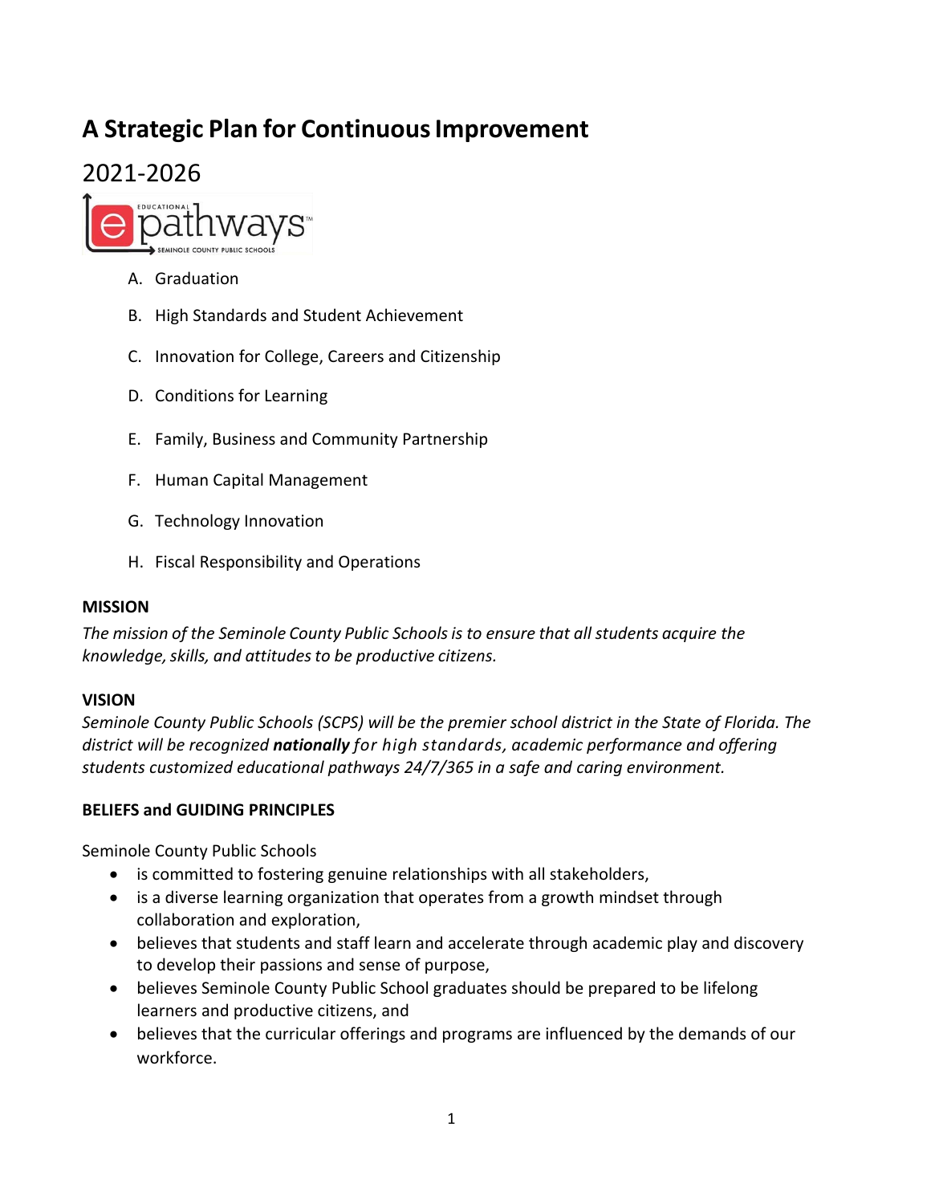# A Strategic Plan for Continuous Improvement

## 2021-2026

A. Graduation

B. High Standards and Student Achievement

C. Innovation for College, Careers and Citizenship

D. Conditions for Learning

E. Family, Business and Community Partnership

F. Human Capital Management

G. Technology Innovation

H. Fiscal Responsibility and Operations

**MISSION**

*The mission of the Seminole County Public Schools is to ensure that all students acquire the knowledge, skills, and attitudes to be productive citizens.*

**VISION**

*Seminole County Public Schools (SCPS) will be the premier school district in the State of Florida. The district will be recognized* ***nationally*** *for high standards, academic performance and offering students customized educational pathways 24/7/365 in a safe and caring environment.*

**BELIEFS and GUIDING PRINCIPLES**

Seminole County Public Schools

- is committed to fostering genuine relationships with all stakeholders,
- is a diverse learning organization that operates from a growth mindset through collaboration and exploration,
- believes that students and staff learn and accelerate through academic play and discovery to develop their passions and sense of purpose,
- believes Seminole County Public School graduates should be prepared to be lifelong learners and productive citizens, and
- believes that the curricular offerings and programs are influenced by the demands of our workforce.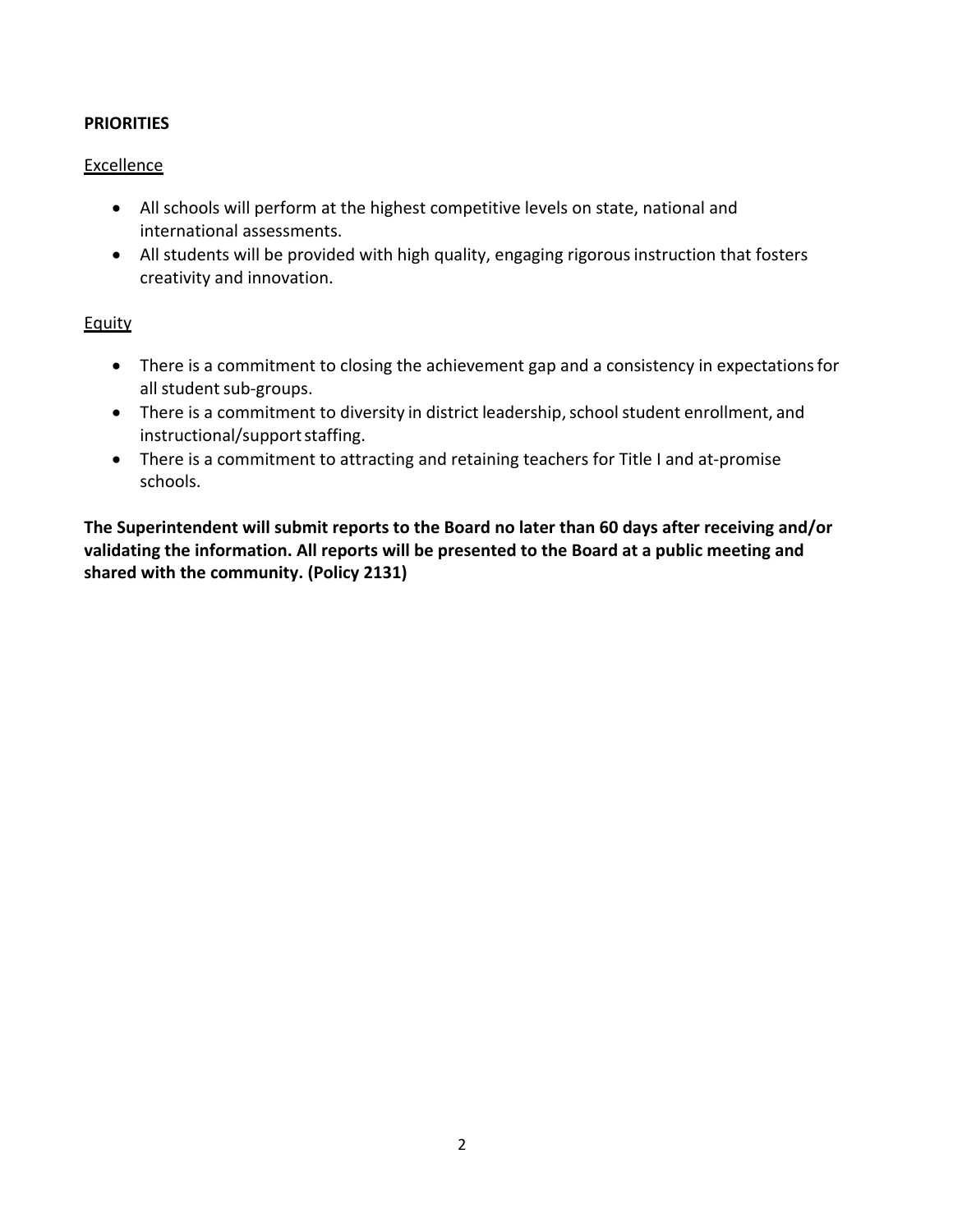**PRIORITIES**

Excellence

- All schools will perform at the highest competitive levels on state, national and international assessments.
- All students will be provided with high quality, engaging rigorous instruction that fosters creativity and innovation.

Equity

- There is a commitment to closing the achievement gap and a consistency in expectations for all student sub-groups.
- There is a commitment to diversity in district leadership, school student enrollment, and instructional/support staffing.
- There is a commitment to attracting and retaining teachers for Title I and at-promise schools.

**The Superintendent will submit reports to the Board no later than 60 days after receiving and/or validating the information. All reports will be presented to the Board at a public meeting and shared with the community. (Policy 2131)**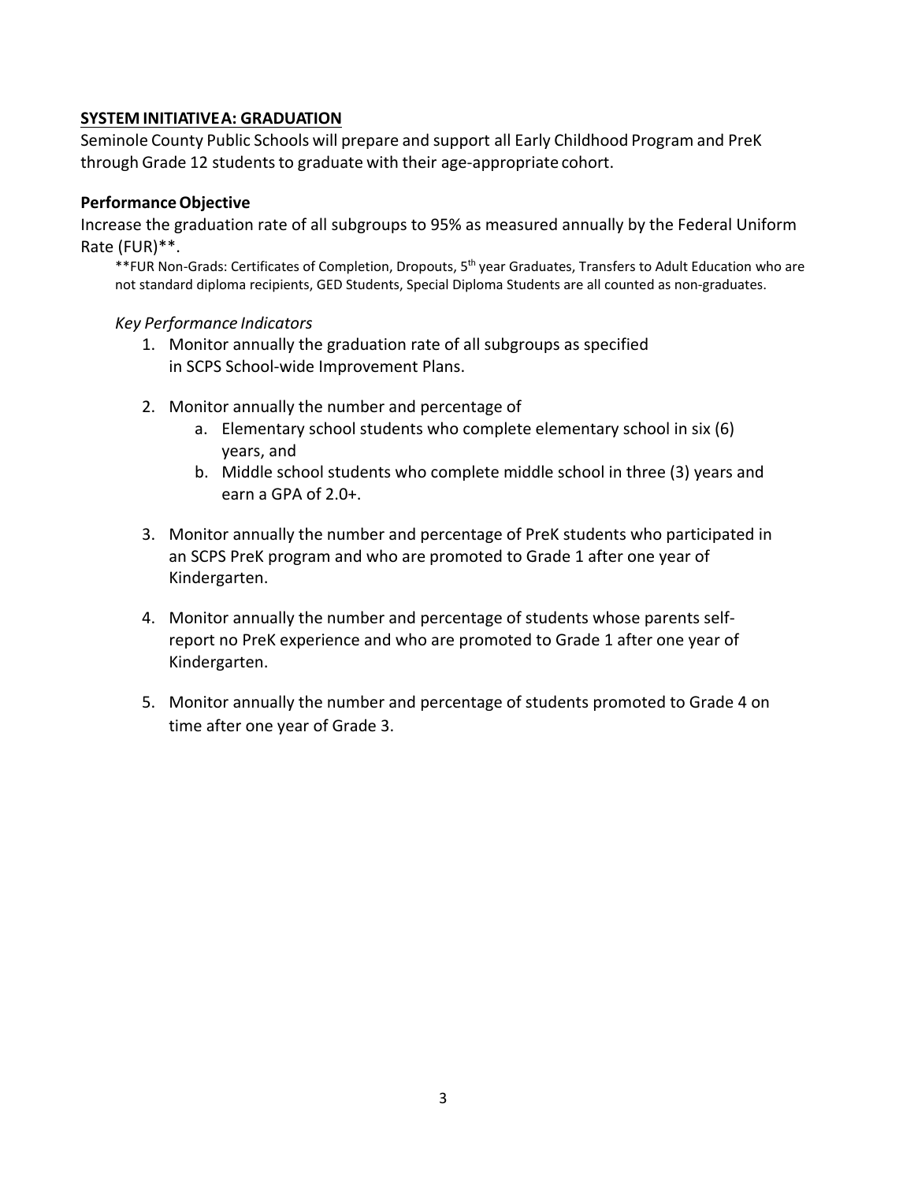## SYSTEM INITIATIVE A: GRADUATION

Seminole County Public Schools will prepare and support all Early Childhood Program and PreK through Grade 12 students to graduate with their age-appropriate cohort.

### Performance Objective

Increase the graduation rate of all subgroups to 95% as measured annually by the Federal Uniform Rate (FUR)**.

**FUR Non-Grads: Certificates of Completion, Dropouts, 5th year Graduates, Transfers to Adult Education who are not standard diploma recipients, GED Students, Special Diploma Students are all counted as non-graduates.

*Key Performance Indicators*

1. Monitor annually the graduation rate of all subgroups as specified in SCPS School-wide Improvement Plans.

2. Monitor annually the number and percentage of
   a. Elementary school students who complete elementary school in six (6) years, and
   b. Middle school students who complete middle school in three (3) years and earn a GPA of 2.0+.

3. Monitor annually the number and percentage of PreK students who participated in an SCPS PreK program and who are promoted to Grade 1 after one year of Kindergarten.

4. Monitor annually the number and percentage of students whose parents self-report no PreK experience and who are promoted to Grade 1 after one year of Kindergarten.

5. Monitor annually the number and percentage of students promoted to Grade 4 on time after one year of Grade 3.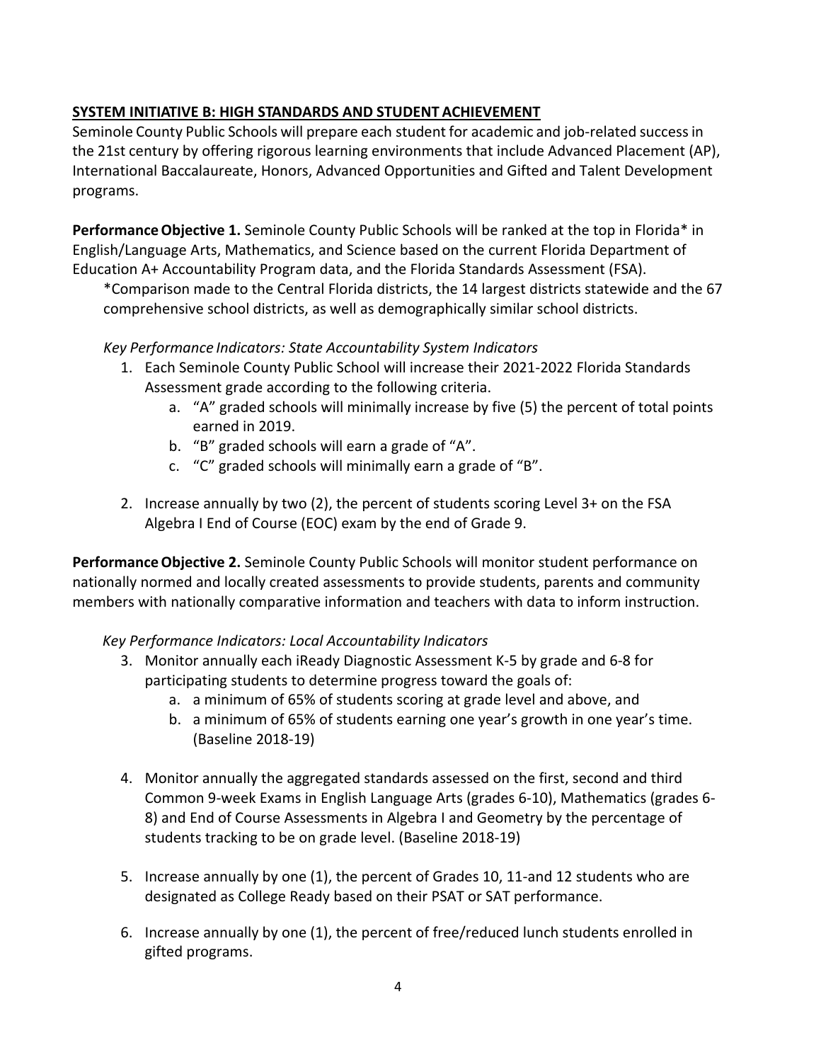## SYSTEM INITIATIVE B: HIGH STANDARDS AND STUDENT ACHIEVEMENT

Seminole County Public Schools will prepare each student for academic and job-related success in the 21st century by offering rigorous learning environments that include Advanced Placement (AP), International Baccalaureate, Honors, Advanced Opportunities and Gifted and Talent Development programs.

**Performance Objective 1.** Seminole County Public Schools will be ranked at the top in Florida* in English/Language Arts, Mathematics, and Science based on the current Florida Department of Education A+ Accountability Program data, and the Florida Standards Assessment (FSA).

*Comparison made to the Central Florida districts, the 14 largest districts statewide and the 67 comprehensive school districts, as well as demographically similar school districts.

*Key Performance Indicators: State Accountability System Indicators*

1. Each Seminole County Public School will increase their 2021-2022 Florida Standards Assessment grade according to the following criteria.
   a. "A" graded schools will minimally increase by five (5) the percent of total points earned in 2019.
   b. "B" graded schools will earn a grade of "A".
   c. "C" graded schools will minimally earn a grade of "B".

2. Increase annually by two (2), the percent of students scoring Level 3+ on the FSA Algebra I End of Course (EOC) exam by the end of Grade 9.

**Performance Objective 2.** Seminole County Public Schools will monitor student performance on nationally normed and locally created assessments to provide students, parents and community members with nationally comparative information and teachers with data to inform instruction.

*Key Performance Indicators: Local Accountability Indicators*

3. Monitor annually each iReady Diagnostic Assessment K-5 by grade and 6-8 for participating students to determine progress toward the goals of:
   a. a minimum of 65% of students scoring at grade level and above, and
   b. a minimum of 65% of students earning one year's growth in one year's time. (Baseline 2018-19)

4. Monitor annually the aggregated standards assessed on the first, second and third Common 9-week Exams in English Language Arts (grades 6-10), Mathematics (grades 6-8) and End of Course Assessments in Algebra I and Geometry by the percentage of students tracking to be on grade level. (Baseline 2018-19)

5. Increase annually by one (1), the percent of Grades 10, 11-and 12 students who are designated as College Ready based on their PSAT or SAT performance.

6. Increase annually by one (1), the percent of free/reduced lunch students enrolled in gifted programs.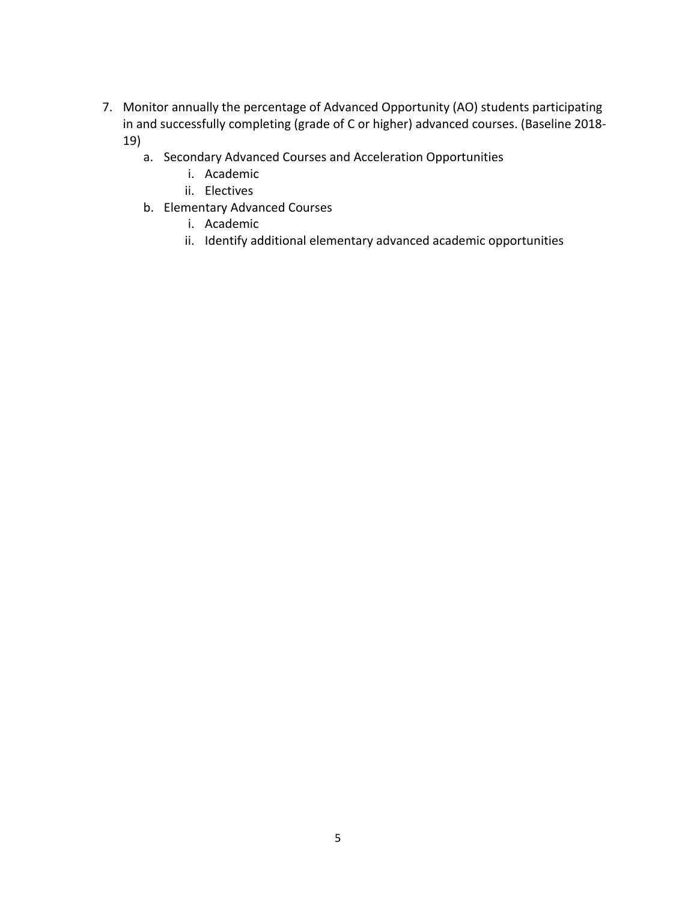7. Monitor annually the percentage of Advanced Opportunity (AO) students participating in and successfully completing (grade of C or higher) advanced courses. (Baseline 2018-19)
    a. Secondary Advanced Courses and Acceleration Opportunities
        i. Academic
        ii. Electives
    b. Elementary Advanced Courses
        i. Academic
        ii. Identify additional elementary advanced academic opportunities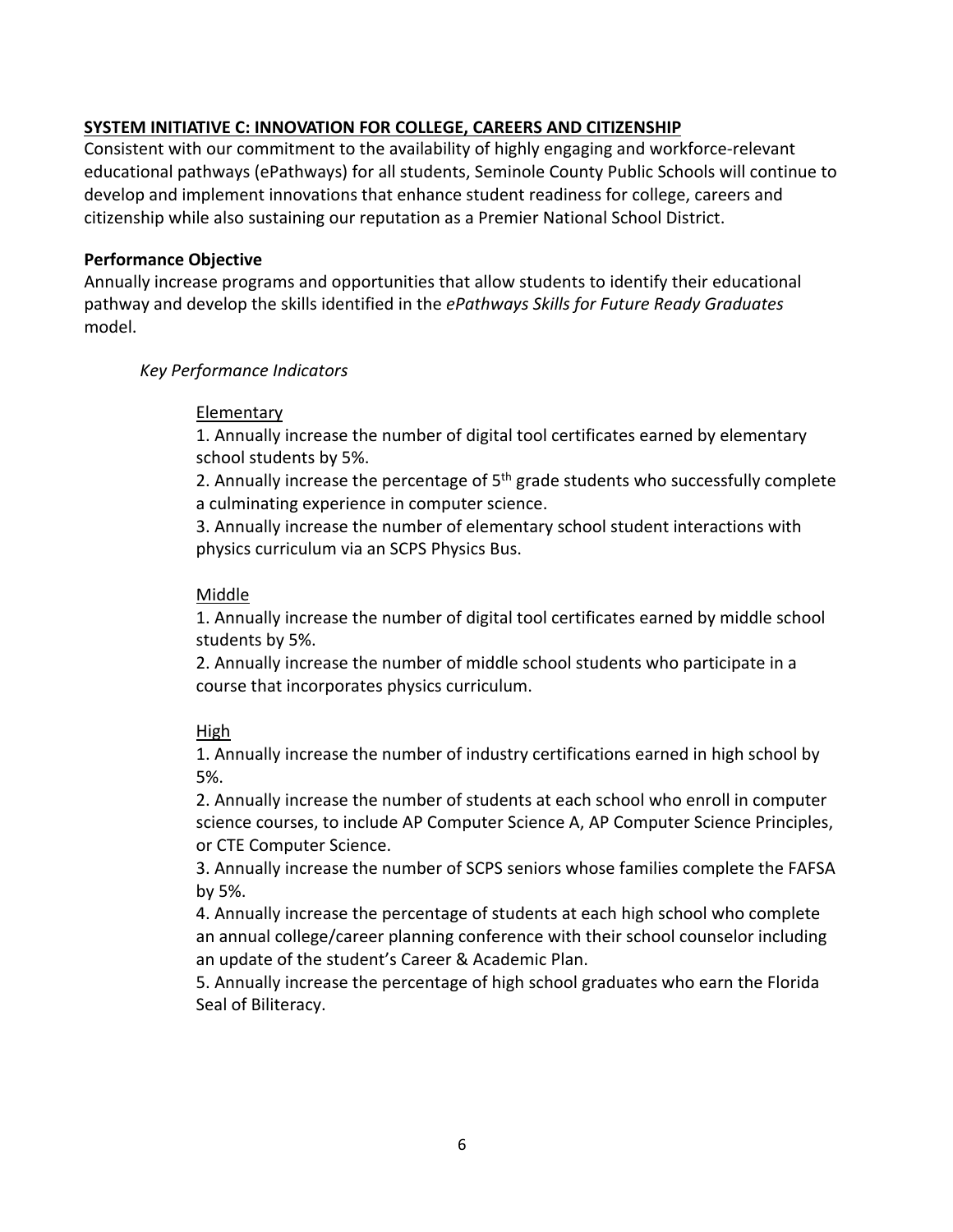## SYSTEM INITIATIVE C: INNOVATION FOR COLLEGE, CAREERS AND CITIZENSHIP

Consistent with our commitment to the availability of highly engaging and workforce-relevant educational pathways (ePathways) for all students, Seminole County Public Schools will continue to develop and implement innovations that enhance student readiness for college, careers and citizenship while also sustaining our reputation as a Premier National School District.

### Performance Objective

Annually increase programs and opportunities that allow students to identify their educational pathway and develop the skills identified in the *ePathways Skills for Future Ready Graduates* model.

*Key Performance Indicators*

Elementary

1. Annually increase the number of digital tool certificates earned by elementary school students by 5%.
2. Annually increase the percentage of 5th grade students who successfully complete a culminating experience in computer science.
3. Annually increase the number of elementary school student interactions with physics curriculum via an SCPS Physics Bus.

Middle

1. Annually increase the number of digital tool certificates earned by middle school students by 5%.
2. Annually increase the number of middle school students who participate in a course that incorporates physics curriculum.

High

1. Annually increase the number of industry certifications earned in high school by 5%.
2. Annually increase the number of students at each school who enroll in computer science courses, to include AP Computer Science A, AP Computer Science Principles, or CTE Computer Science.
3. Annually increase the number of SCPS seniors whose families complete the FAFSA by 5%.
4. Annually increase the percentage of students at each high school who complete an annual college/career planning conference with their school counselor including an update of the student's Career & Academic Plan.
5. Annually increase the percentage of high school graduates who earn the Florida Seal of Biliteracy.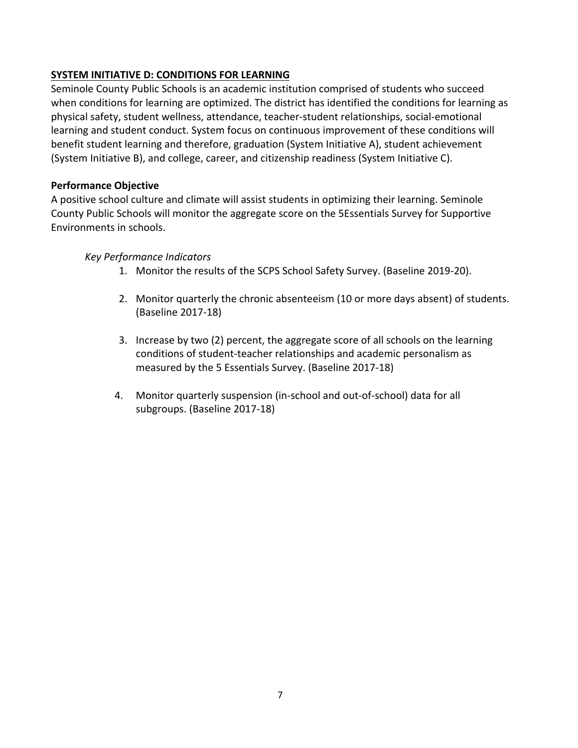## SYSTEM INITIATIVE D: CONDITIONS FOR LEARNING

Seminole County Public Schools is an academic institution comprised of students who succeed when conditions for learning are optimized. The district has identified the conditions for learning as physical safety, student wellness, attendance, teacher-student relationships, social-emotional learning and student conduct. System focus on continuous improvement of these conditions will benefit student learning and therefore, graduation (System Initiative A), student achievement (System Initiative B), and college, career, and citizenship readiness (System Initiative C).

### Performance Objective

A positive school culture and climate will assist students in optimizing their learning. Seminole County Public Schools will monitor the aggregate score on the 5Essentials Survey for Supportive Environments in schools.

*Key Performance Indicators*

1. Monitor the results of the SCPS School Safety Survey. (Baseline 2019-20).
2. Monitor quarterly the chronic absenteeism (10 or more days absent) of students. (Baseline 2017-18)
3. Increase by two (2) percent, the aggregate score of all schools on the learning conditions of student-teacher relationships and academic personalism as measured by the 5 Essentials Survey. (Baseline 2017-18)
4. Monitor quarterly suspension (in-school and out-of-school) data for all subgroups. (Baseline 2017-18)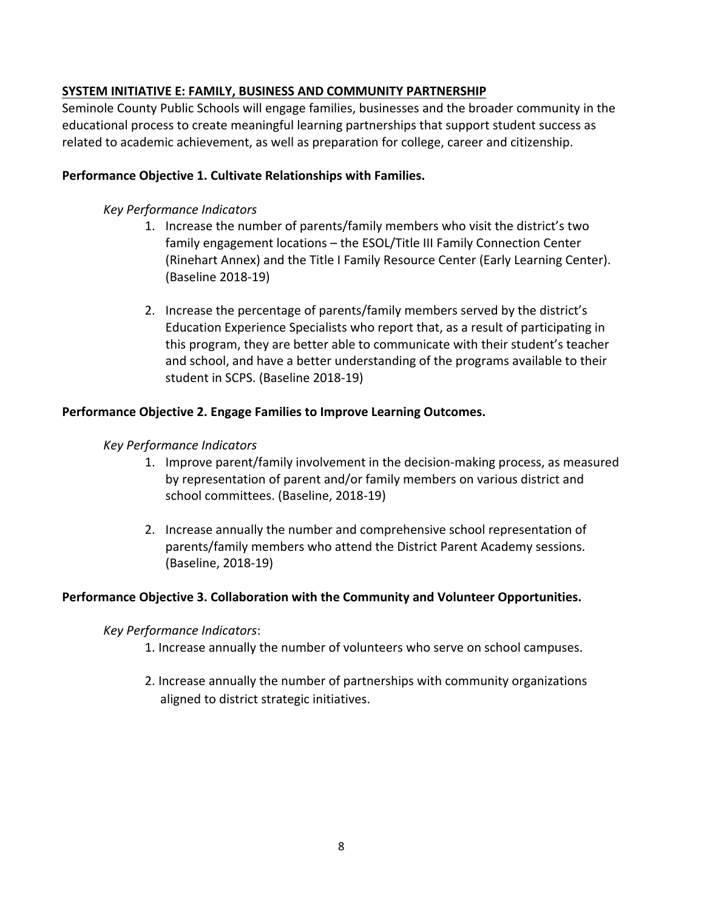## SYSTEM INITIATIVE E: FAMILY, BUSINESS AND COMMUNITY PARTNERSHIP

Seminole County Public Schools will engage families, businesses and the broader community in the educational process to create meaningful learning partnerships that support student success as related to academic achievement, as well as preparation for college, career and citizenship.

### Performance Objective 1. Cultivate Relationships with Families.

*Key Performance Indicators*

1. Increase the number of parents/family members who visit the district's two family engagement locations – the ESOL/Title III Family Connection Center (Rinehart Annex) and the Title I Family Resource Center (Early Learning Center). (Baseline 2018-19)

2. Increase the percentage of parents/family members served by the district's Education Experience Specialists who report that, as a result of participating in this program, they are better able to communicate with their student's teacher and school, and have a better understanding of the programs available to their student in SCPS. (Baseline 2018-19)

### Performance Objective 2. Engage Families to Improve Learning Outcomes.

*Key Performance Indicators*

1. Improve parent/family involvement in the decision-making process, as measured by representation of parent and/or family members on various district and school committees. (Baseline, 2018-19)

2. Increase annually the number and comprehensive school representation of parents/family members who attend the District Parent Academy sessions. (Baseline, 2018-19)

### Performance Objective 3. Collaboration with the Community and Volunteer Opportunities.

*Key Performance Indicators*:

1. Increase annually the number of volunteers who serve on school campuses.

2. Increase annually the number of partnerships with community organizations aligned to district strategic initiatives.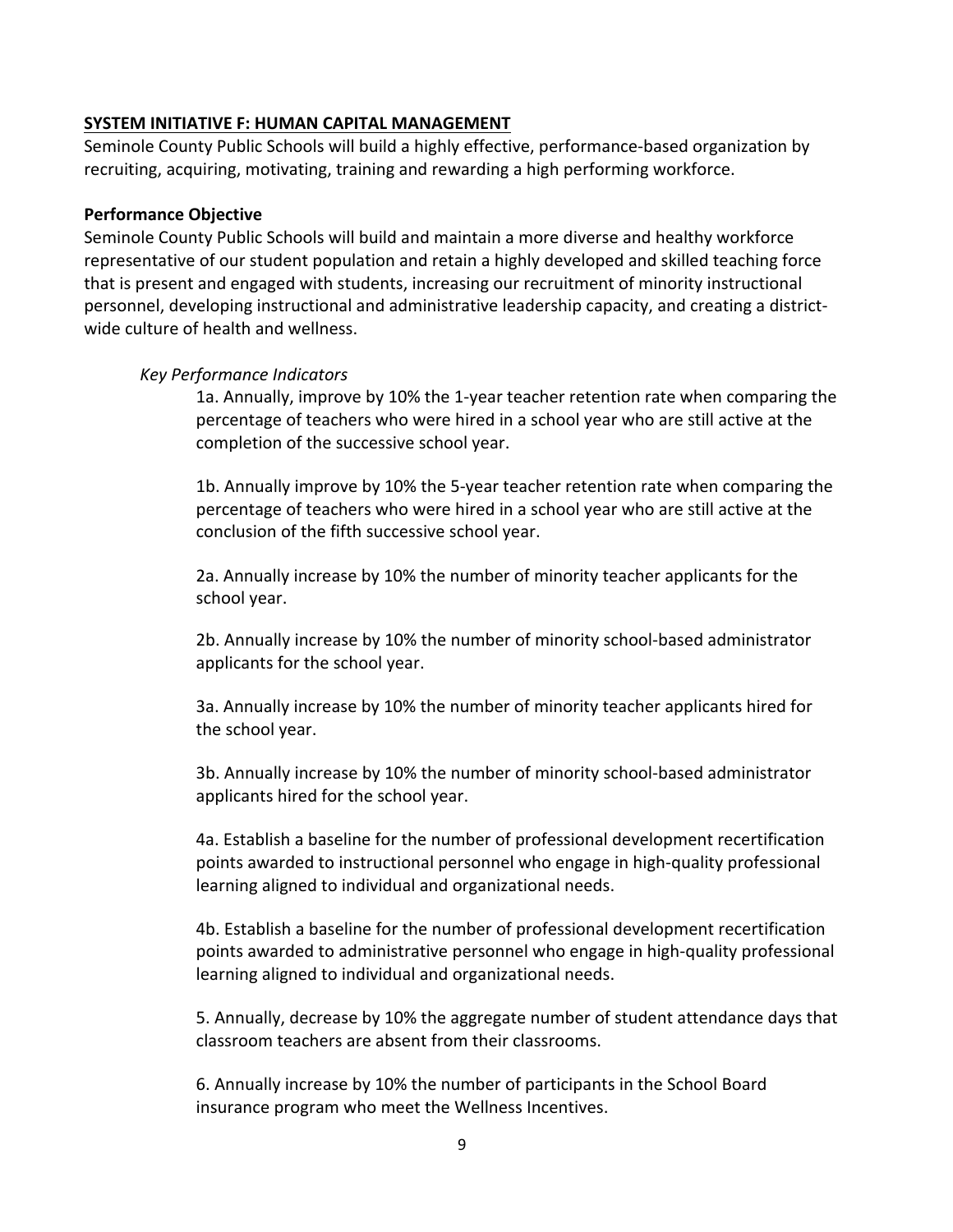## SYSTEM INITIATIVE F: HUMAN CAPITAL MANAGEMENT

Seminole County Public Schools will build a highly effective, performance-based organization by recruiting, acquiring, motivating, training and rewarding a high performing workforce.

**Performance Objective**

Seminole County Public Schools will build and maintain a more diverse and healthy workforce representative of our student population and retain a highly developed and skilled teaching force that is present and engaged with students, increasing our recruitment of minority instructional personnel, developing instructional and administrative leadership capacity, and creating a district-wide culture of health and wellness.

*Key Performance Indicators*

1a. Annually, improve by 10% the 1-year teacher retention rate when comparing the percentage of teachers who were hired in a school year who are still active at the completion of the successive school year.

1b. Annually improve by 10% the 5-year teacher retention rate when comparing the percentage of teachers who were hired in a school year who are still active at the conclusion of the fifth successive school year.

2a. Annually increase by 10% the number of minority teacher applicants for the school year.

2b. Annually increase by 10% the number of minority school-based administrator applicants for the school year.

3a. Annually increase by 10% the number of minority teacher applicants hired for the school year.

3b. Annually increase by 10% the number of minority school-based administrator applicants hired for the school year.

4a. Establish a baseline for the number of professional development recertification points awarded to instructional personnel who engage in high-quality professional learning aligned to individual and organizational needs.

4b. Establish a baseline for the number of professional development recertification points awarded to administrative personnel who engage in high-quality professional learning aligned to individual and organizational needs.

5. Annually, decrease by 10% the aggregate number of student attendance days that classroom teachers are absent from their classrooms.

6. Annually increase by 10% the number of participants in the School Board insurance program who meet the Wellness Incentives.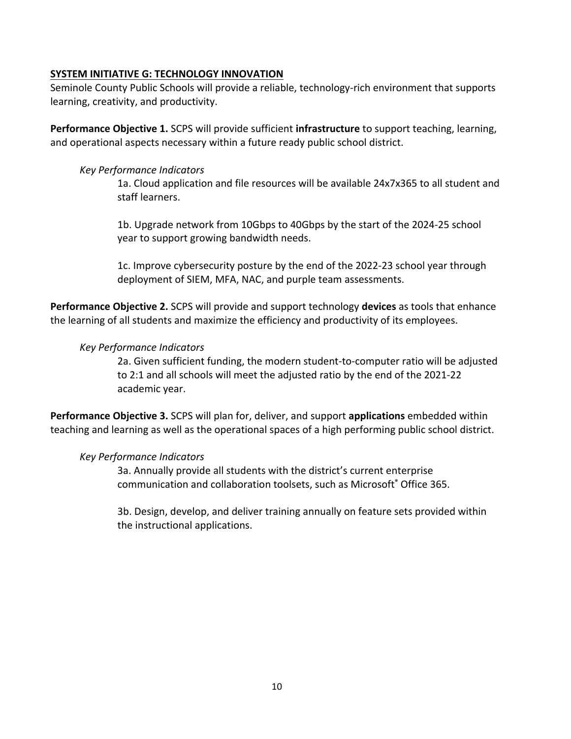## SYSTEM INITIATIVE G: TECHNOLOGY INNOVATION

Seminole County Public Schools will provide a reliable, technology-rich environment that supports learning, creativity, and productivity.

**Performance Objective 1.** SCPS will provide sufficient **infrastructure** to support teaching, learning, and operational aspects necessary within a future ready public school district.

*Key Performance Indicators*

1a. Cloud application and file resources will be available 24x7x365 to all student and staff learners.

1b. Upgrade network from 10Gbps to 40Gbps by the start of the 2024-25 school year to support growing bandwidth needs.

1c. Improve cybersecurity posture by the end of the 2022-23 school year through deployment of SIEM, MFA, NAC, and purple team assessments.

**Performance Objective 2.** SCPS will provide and support technology **devices** as tools that enhance the learning of all students and maximize the efficiency and productivity of its employees.

*Key Performance Indicators*

2a. Given sufficient funding, the modern student-to-computer ratio will be adjusted to 2:1 and all schools will meet the adjusted ratio by the end of the 2021-22 academic year.

**Performance Objective 3.** SCPS will plan for, deliver, and support **applications** embedded within teaching and learning as well as the operational spaces of a high performing public school district.

*Key Performance Indicators*

3a. Annually provide all students with the district's current enterprise communication and collaboration toolsets, such as Microsoft® Office 365.

3b. Design, develop, and deliver training annually on feature sets provided within the instructional applications.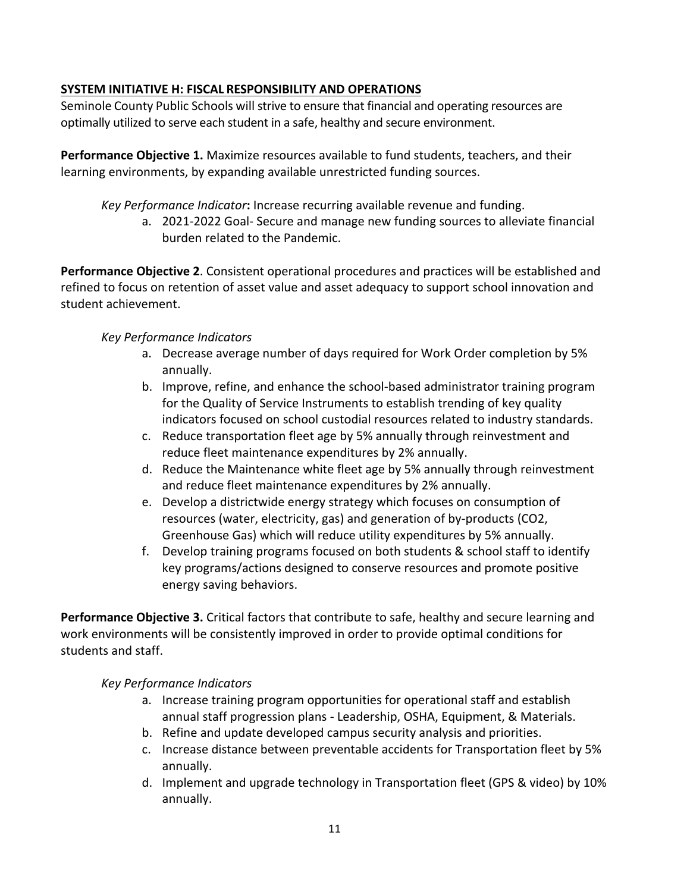## SYSTEM INITIATIVE H: FISCAL RESPONSIBILITY AND OPERATIONS

Seminole County Public Schools will strive to ensure that financial and operating resources are optimally utilized to serve each student in a safe, healthy and secure environment.

**Performance Objective 1.** Maximize resources available to fund students, teachers, and their learning environments, by expanding available unrestricted funding sources.

*Key Performance Indicator***:** Increase recurring available revenue and funding.

a. 2021-2022 Goal- Secure and manage new funding sources to alleviate financial burden related to the Pandemic.

**Performance Objective 2**. Consistent operational procedures and practices will be established and refined to focus on retention of asset value and asset adequacy to support school innovation and student achievement.

*Key Performance Indicators*

a. Decrease average number of days required for Work Order completion by 5% annually.
b. Improve, refine, and enhance the school-based administrator training program for the Quality of Service Instruments to establish trending of key quality indicators focused on school custodial resources related to industry standards.
c. Reduce transportation fleet age by 5% annually through reinvestment and reduce fleet maintenance expenditures by 2% annually.
d. Reduce the Maintenance white fleet age by 5% annually through reinvestment and reduce fleet maintenance expenditures by 2% annually.
e. Develop a districtwide energy strategy which focuses on consumption of resources (water, electricity, gas) and generation of by-products ($CO_2$, Greenhouse Gas) which will reduce utility expenditures by 5% annually.
f. Develop training programs focused on both students & school staff to identify key programs/actions designed to conserve resources and promote positive energy saving behaviors.

**Performance Objective 3.** Critical factors that contribute to safe, healthy and secure learning and work environments will be consistently improved in order to provide optimal conditions for students and staff.

*Key Performance Indicators*

a. Increase training program opportunities for operational staff and establish annual staff progression plans - Leadership, OSHA, Equipment, & Materials.
b. Refine and update developed campus security analysis and priorities.
c. Increase distance between preventable accidents for Transportation fleet by 5% annually.
d. Implement and upgrade technology in Transportation fleet (GPS & video) by 10% annually.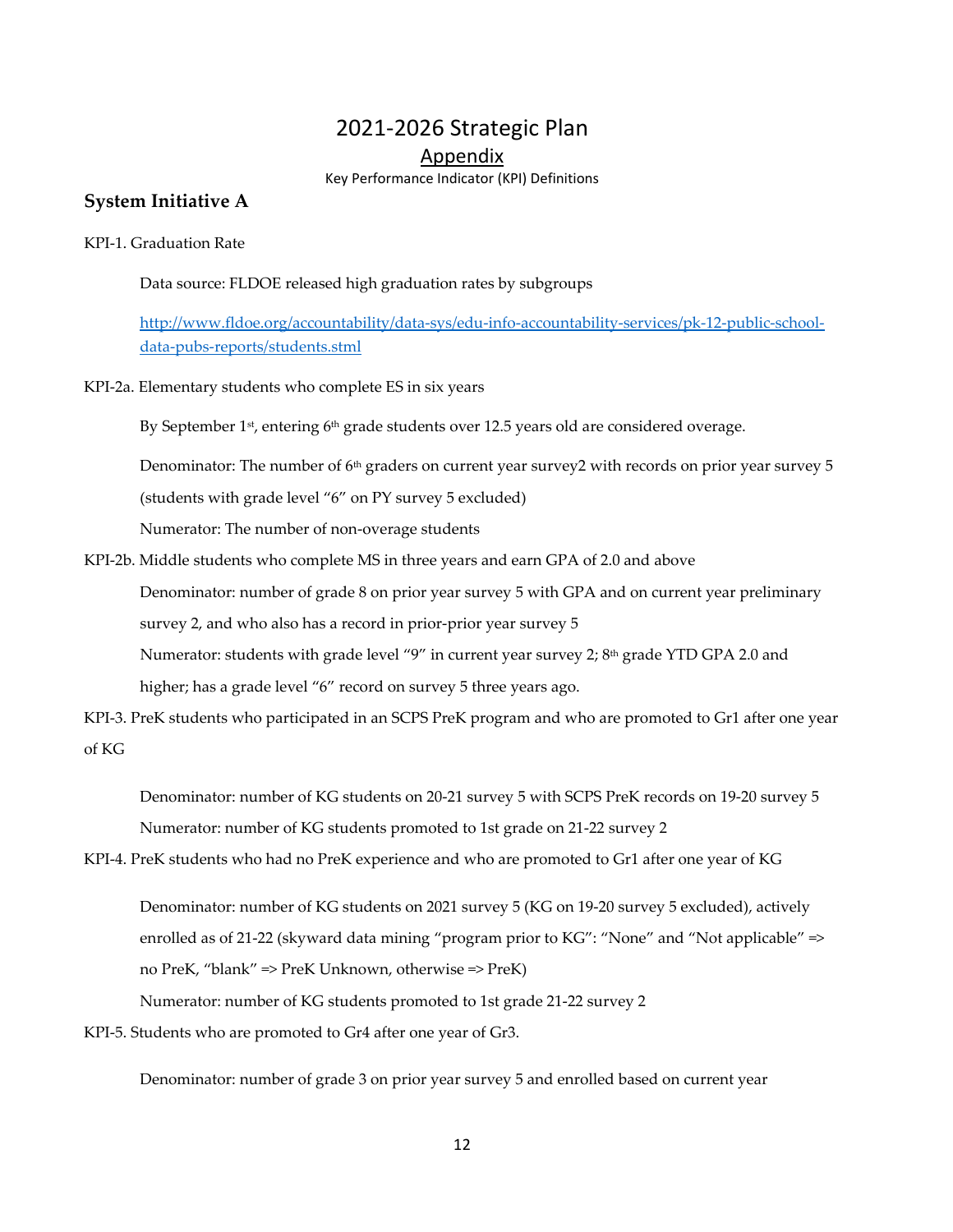# 2021-2026 Strategic Plan

## Appendix

Key Performance Indicator (KPI) Definitions

## System Initiative A

KPI-1. Graduation Rate

Data source: FLDOE released high graduation rates by subgroups

http://www.fldoe.org/accountability/data-sys/edu-info-accountability-services/pk-12-public-school-data-pubs-reports/students.stml

KPI-2a. Elementary students who complete ES in six years

By September 1st, entering 6th grade students over 12.5 years old are considered overage.

Denominator: The number of 6th graders on current year survey2 with records on prior year survey 5 (students with grade level "6" on PY survey 5 excluded)

Numerator: The number of non-overage students

KPI-2b. Middle students who complete MS in three years and earn GPA of 2.0 and above

Denominator: number of grade 8 on prior year survey 5 with GPA and on current year preliminary survey 2, and who also has a record in prior-prior year survey 5

Numerator: students with grade level "9" in current year survey 2; 8th grade YTD GPA 2.0 and higher; has a grade level "6" record on survey 5 three years ago.

KPI-3. PreK students who participated in an SCPS PreK program and who are promoted to Gr1 after one year of KG

Denominator: number of KG students on 20-21 survey 5 with SCPS PreK records on 19-20 survey 5

Numerator: number of KG students promoted to 1st grade on 21-22 survey 2

KPI-4. PreK students who had no PreK experience and who are promoted to Gr1 after one year of KG

Denominator: number of KG students on 2021 survey 5 (KG on 19-20 survey 5 excluded), actively enrolled as of 21-22 (skyward data mining "program prior to KG": "None" and "Not applicable" => no PreK, "blank" => PreK Unknown, otherwise => PreK)

Numerator: number of KG students promoted to 1st grade 21-22 survey 2

KPI-5. Students who are promoted to Gr4 after one year of Gr3.

Denominator: number of grade 3 on prior year survey 5 and enrolled based on current year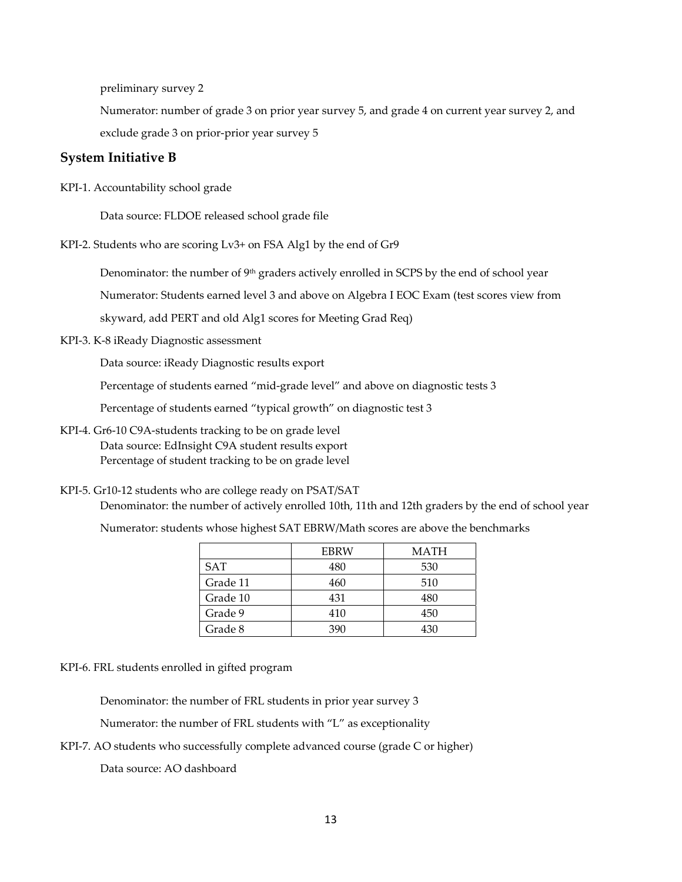preliminary survey 2

Numerator: number of grade 3 on prior year survey 5, and grade 4 on current year survey 2, and exclude grade 3 on prior-prior year survey 5

## System Initiative B

KPI-1. Accountability school grade

Data source: FLDOE released school grade file

KPI-2. Students who are scoring Lv3+ on FSA Alg1 by the end of Gr9

Denominator: the number of 9th graders actively enrolled in SCPS by the end of school year

Numerator: Students earned level 3 and above on Algebra I EOC Exam (test scores view from skyward, add PERT and old Alg1 scores for Meeting Grad Req)

KPI-3. K-8 iReady Diagnostic assessment

Data source: iReady Diagnostic results export

Percentage of students earned "mid-grade level" and above on diagnostic tests 3

Percentage of students earned "typical growth" on diagnostic test 3

KPI-4. Gr6-10 C9A-students tracking to be on grade level

Data source: EdInsight C9A student results export

Percentage of student tracking to be on grade level

KPI-5. Gr10-12 students who are college ready on PSAT/SAT

Denominator: the number of actively enrolled 10th, 11th and 12th graders by the end of school year

Numerator: students whose highest SAT EBRW/Math scores are above the benchmarks

| | EBRW | MATH |
|---|---|---|
| SAT | 480 | 530 |
| Grade 11 | 460 | 510 |
| Grade 10 | 431 | 480 |
| Grade 9 | 410 | 450 |
| Grade 8 | 390 | 430 |

KPI-6. FRL students enrolled in gifted program

Denominator: the number of FRL students in prior year survey 3

Numerator: the number of FRL students with "L" as exceptionality

KPI-7. AO students who successfully complete advanced course (grade C or higher)

Data source: AO dashboard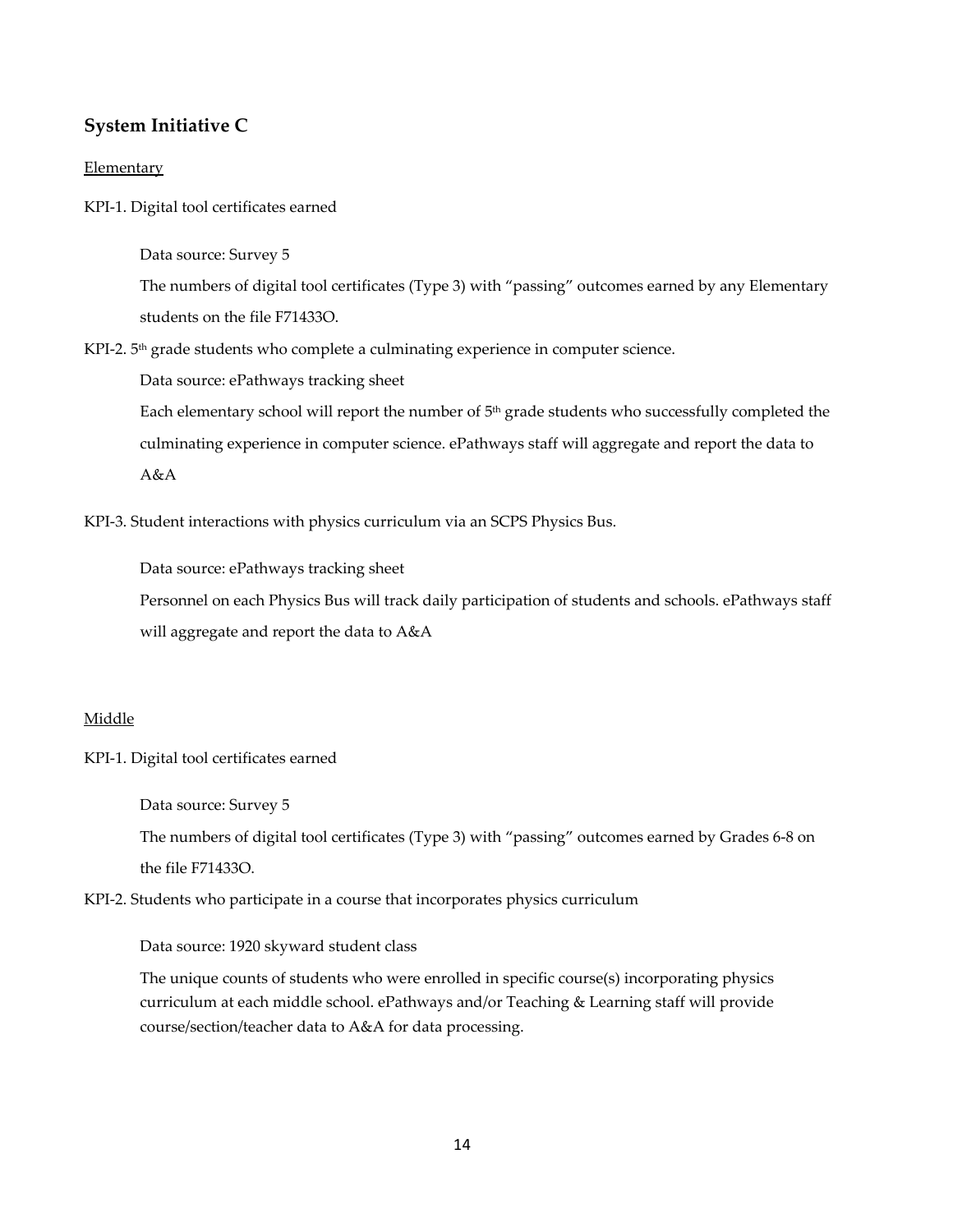## System Initiative C

Elementary

KPI-1. Digital tool certificates earned

Data source: Survey 5

The numbers of digital tool certificates (Type 3) with "passing" outcomes earned by any Elementary students on the file F71433O.

KPI-2. 5th grade students who complete a culminating experience in computer science.

Data source: ePathways tracking sheet

Each elementary school will report the number of 5th grade students who successfully completed the culminating experience in computer science. ePathways staff will aggregate and report the data to A&A

KPI-3. Student interactions with physics curriculum via an SCPS Physics Bus.

Data source: ePathways tracking sheet

Personnel on each Physics Bus will track daily participation of students and schools. ePathways staff will aggregate and report the data to A&A

Middle

KPI-1. Digital tool certificates earned

Data source: Survey 5

The numbers of digital tool certificates (Type 3) with "passing" outcomes earned by Grades 6-8 on the file F71433O.

KPI-2. Students who participate in a course that incorporates physics curriculum

Data source: 1920 skyward student class

The unique counts of students who were enrolled in specific course(s) incorporating physics curriculum at each middle school. ePathways and/or Teaching & Learning staff will provide course/section/teacher data to A&A for data processing.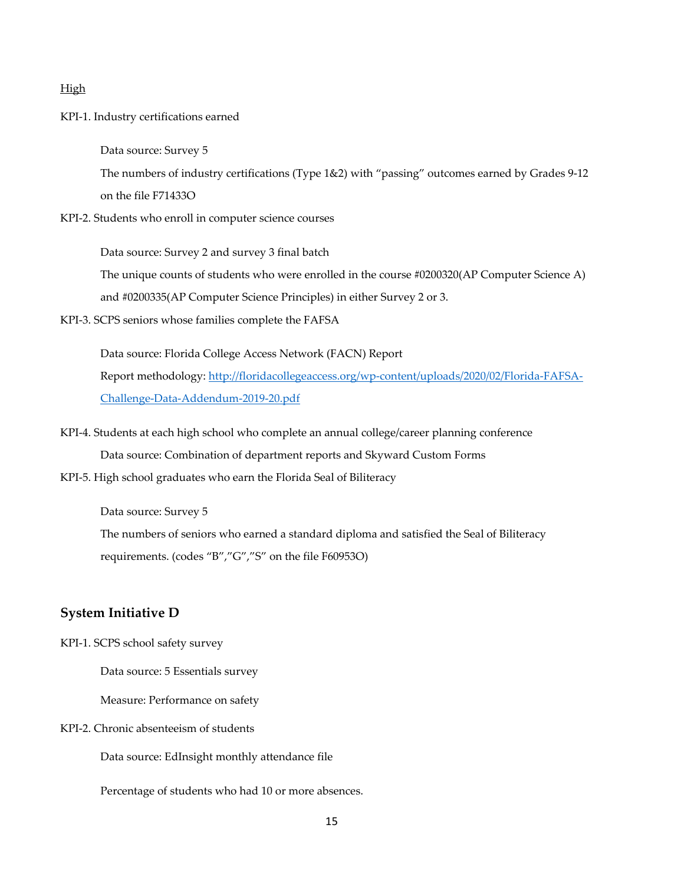High

KPI-1. Industry certifications earned

> Data source: Survey 5
>
> The numbers of industry certifications (Type 1&2) with "passing" outcomes earned by Grades 9-12 on the file F71433O

KPI-2. Students who enroll in computer science courses

> Data source: Survey 2 and survey 3 final batch
>
> The unique counts of students who were enrolled in the course #0200320(AP Computer Science A) and #0200335(AP Computer Science Principles) in either Survey 2 or 3.

KPI-3. SCPS seniors whose families complete the FAFSA

> Data source: Florida College Access Network (FACN) Report
>
> Report methodology: [http://floridacollegeaccess.org/wp-content/uploads/2020/02/Florida-FAFSA-Challenge-Data-Addendum-2019-20.pdf](http://floridacollegeaccess.org/wp-content/uploads/2020/02/Florida-FAFSA-Challenge-Data-Addendum-2019-20.pdf)

KPI-4. Students at each high school who complete an annual college/career planning conference

> Data source: Combination of department reports and Skyward Custom Forms

KPI-5. High school graduates who earn the Florida Seal of Biliteracy

> Data source: Survey 5
>
> The numbers of seniors who earned a standard diploma and satisfied the Seal of Biliteracy requirements. (codes "B","G","S" on the file F60953O)

## System Initiative D

KPI-1. SCPS school safety survey

> Data source: 5 Essentials survey
>
> Measure: Performance on safety

KPI-2. Chronic absenteeism of students

> Data source: EdInsight monthly attendance file
>
> Percentage of students who had 10 or more absences.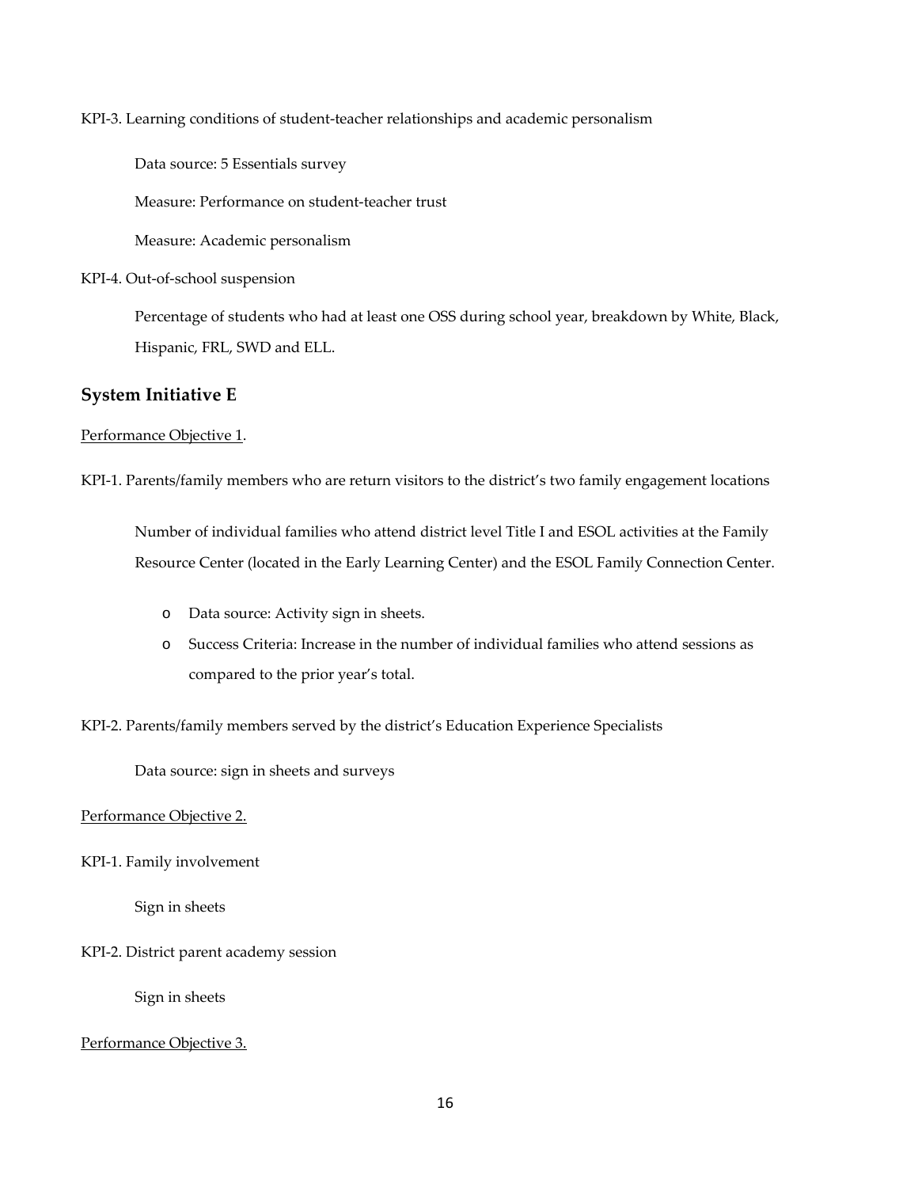KPI-3. Learning conditions of student-teacher relationships and academic personalism

Data source: 5 Essentials survey

Measure: Performance on student-teacher trust

Measure: Academic personalism

KPI-4. Out-of-school suspension

Percentage of students who had at least one OSS during school year, breakdown by White, Black, Hispanic, FRL, SWD and ELL.

## System Initiative E

<u>Performance Objective 1</u>.

KPI-1. Parents/family members who are return visitors to the district's two family engagement locations

Number of individual families who attend district level Title I and ESOL activities at the Family Resource Center (located in the Early Learning Center) and the ESOL Family Connection Center.

- Data source: Activity sign in sheets.
- Success Criteria: Increase in the number of individual families who attend sessions as compared to the prior year's total.

KPI-2. Parents/family members served by the district's Education Experience Specialists

Data source: sign in sheets and surveys

<u>Performance Objective 2.</u>

KPI-1. Family involvement

Sign in sheets

KPI-2. District parent academy session

Sign in sheets

<u>Performance Objective 3.</u>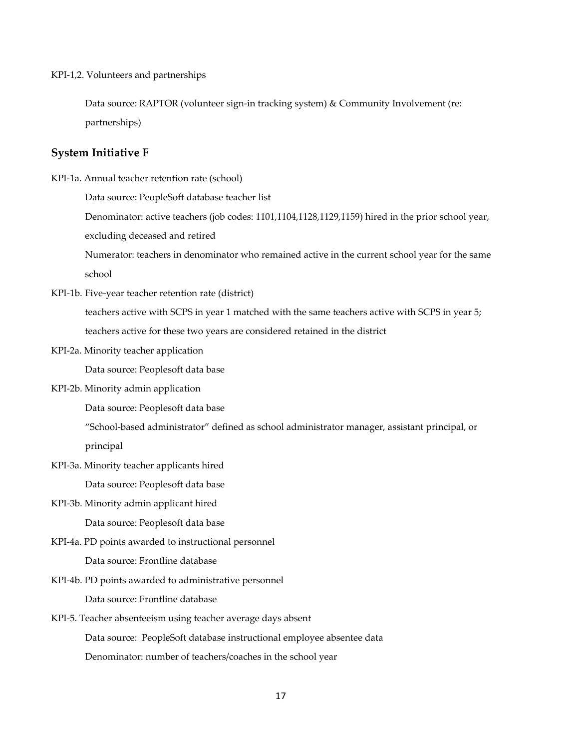KPI-1,2. Volunteers and partnerships

Data source: RAPTOR (volunteer sign-in tracking system) & Community Involvement (re: partnerships)

## System Initiative F

KPI-1a. Annual teacher retention rate (school)

Data source: PeopleSoft database teacher list

Denominator: active teachers (job codes: 1101,1104,1128,1129,1159) hired in the prior school year, excluding deceased and retired

Numerator: teachers in denominator who remained active in the current school year for the same school

KPI-1b. Five-year teacher retention rate (district)

teachers active with SCPS in year 1 matched with the same teachers active with SCPS in year 5; teachers active for these two years are considered retained in the district

KPI-2a. Minority teacher application

Data source: Peoplesoft data base

KPI-2b. Minority admin application

Data source: Peoplesoft data base

"School-based administrator" defined as school administrator manager, assistant principal, or principal

KPI-3a. Minority teacher applicants hired

Data source: Peoplesoft data base

KPI-3b. Minority admin applicant hired

Data source: Peoplesoft data base

KPI-4a. PD points awarded to instructional personnel

Data source: Frontline database

KPI-4b. PD points awarded to administrative personnel

Data source: Frontline database

KPI-5. Teacher absenteeism using teacher average days absent

Data source: PeopleSoft database instructional employee absentee data

Denominator: number of teachers/coaches in the school year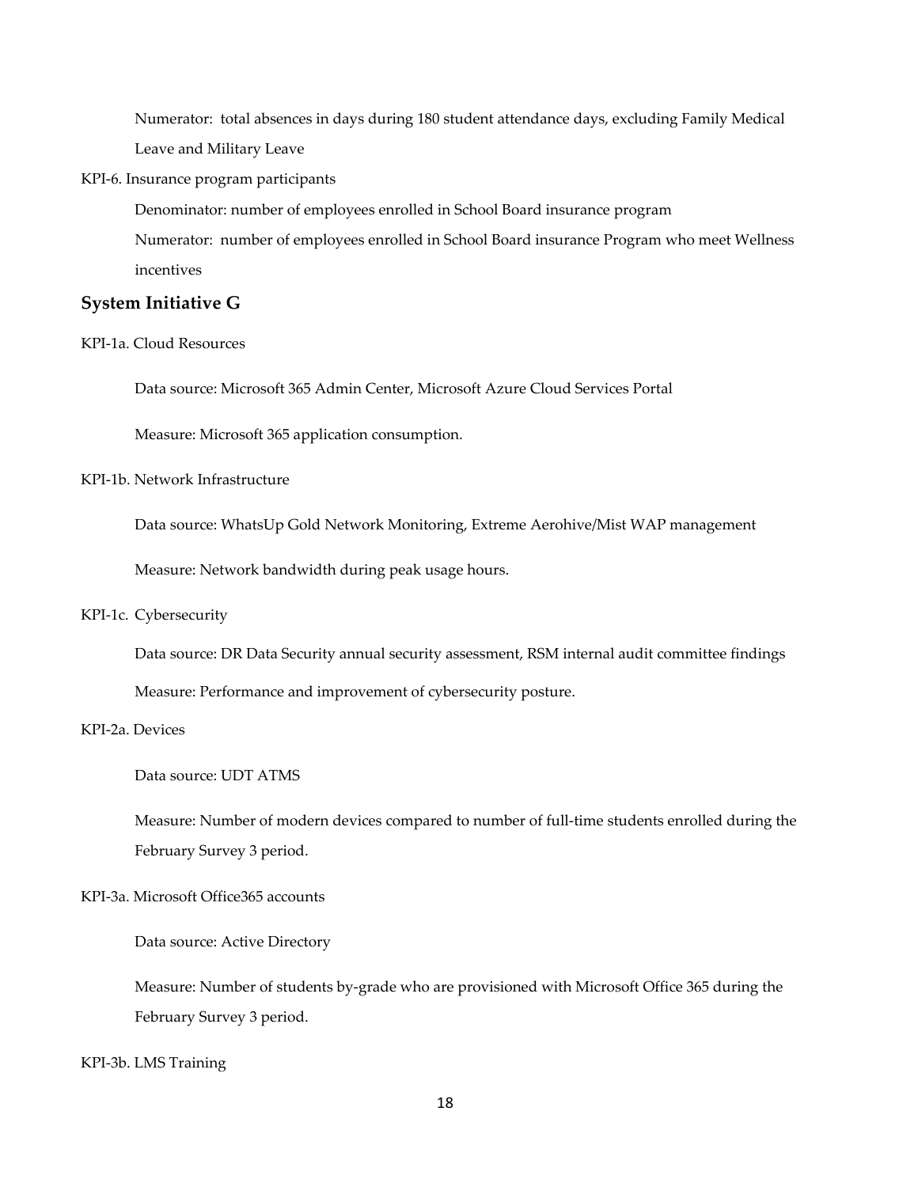Numerator: total absences in days during 180 student attendance days, excluding Family Medical Leave and Military Leave

KPI-6. Insurance program participants

Denominator: number of employees enrolled in School Board insurance program

Numerator: number of employees enrolled in School Board insurance Program who meet Wellness incentives

## System Initiative G

KPI-1a. Cloud Resources

Data source: Microsoft 365 Admin Center, Microsoft Azure Cloud Services Portal

Measure: Microsoft 365 application consumption.

KPI-1b. Network Infrastructure

Data source: WhatsUp Gold Network Monitoring, Extreme Aerohive/Mist WAP management

Measure: Network bandwidth during peak usage hours.

KPI-1c. Cybersecurity

Data source: DR Data Security annual security assessment, RSM internal audit committee findings

Measure: Performance and improvement of cybersecurity posture.

KPI-2a. Devices

Data source: UDT ATMS

Measure: Number of modern devices compared to number of full-time students enrolled during the February Survey 3 period.

KPI-3a. Microsoft Office365 accounts

Data source: Active Directory

Measure: Number of students by-grade who are provisioned with Microsoft Office 365 during the February Survey 3 period.

KPI-3b. LMS Training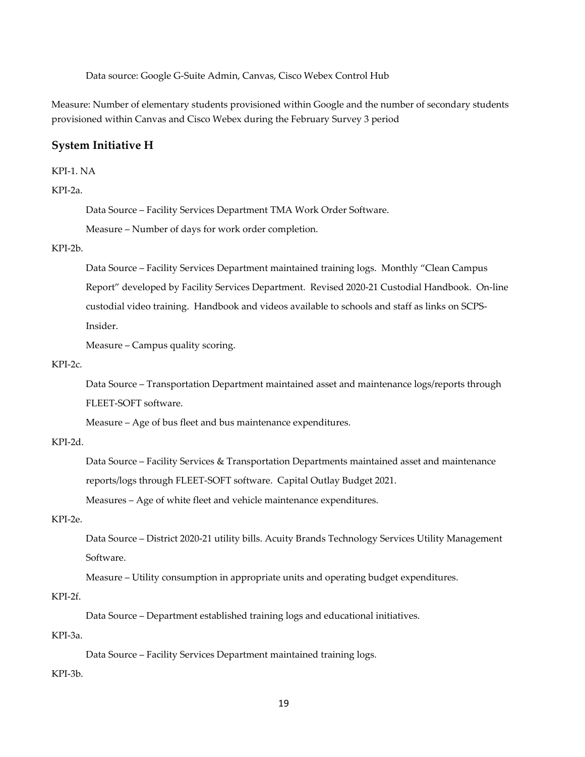Data source: Google G-Suite Admin, Canvas, Cisco Webex Control Hub

Measure: Number of elementary students provisioned within Google and the number of secondary students provisioned within Canvas and Cisco Webex during the February Survey 3 period

### System Initiative H

KPI-1. NA

KPI-2a.

Data Source – Facility Services Department TMA Work Order Software.

Measure – Number of days for work order completion.

KPI-2b.

Data Source – Facility Services Department maintained training logs. Monthly "Clean Campus Report" developed by Facility Services Department. Revised 2020-21 Custodial Handbook. On-line custodial video training. Handbook and videos available to schools and staff as links on SCPS-Insider.

Measure – Campus quality scoring.

KPI-2c.

Data Source – Transportation Department maintained asset and maintenance logs/reports through FLEET-SOFT software.

Measure – Age of bus fleet and bus maintenance expenditures.

KPI-2d.

Data Source – Facility Services & Transportation Departments maintained asset and maintenance reports/logs through FLEET-SOFT software. Capital Outlay Budget 2021.

Measures – Age of white fleet and vehicle maintenance expenditures.

KPI-2e.

Data Source – District 2020-21 utility bills. Acuity Brands Technology Services Utility Management Software.

Measure – Utility consumption in appropriate units and operating budget expenditures.

KPI-2f.

Data Source – Department established training logs and educational initiatives.

KPI-3a.

Data Source – Facility Services Department maintained training logs.

KPI-3b.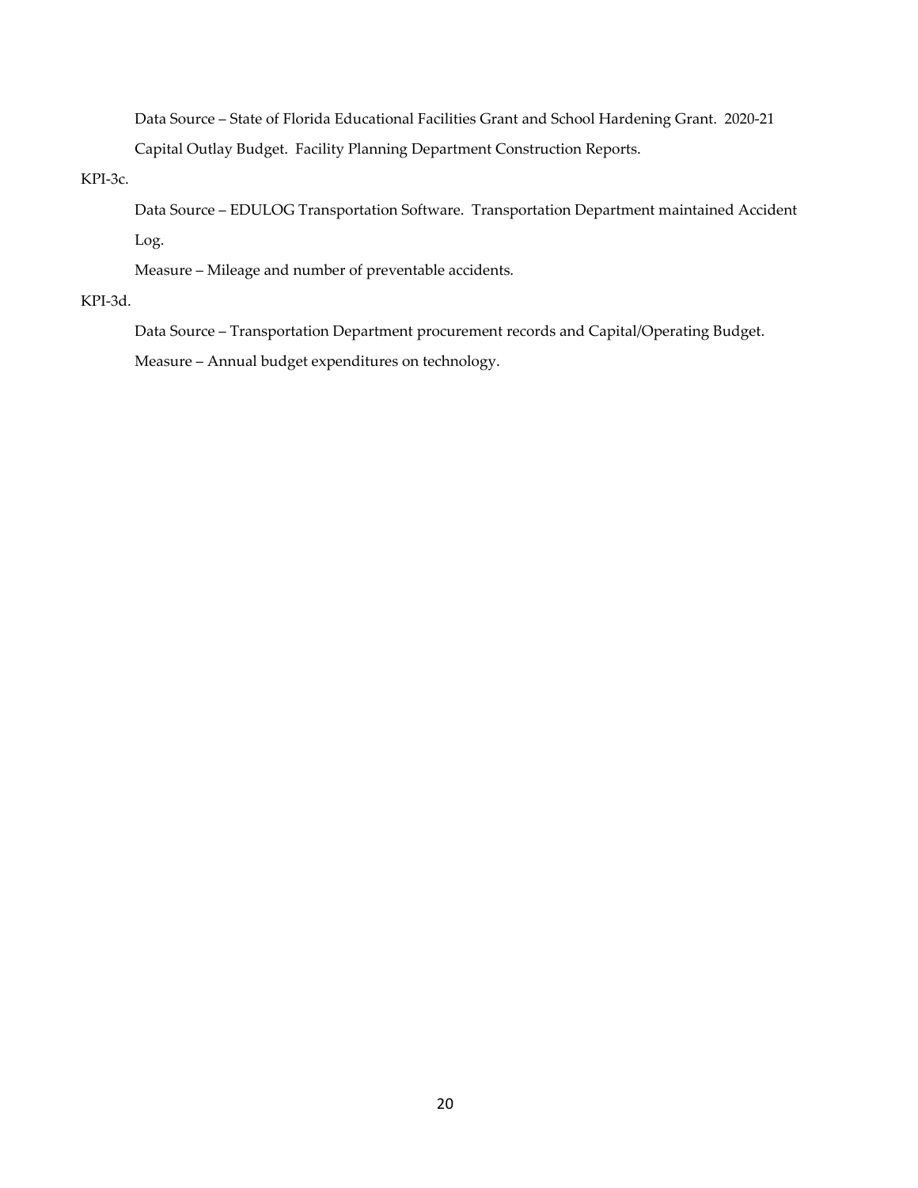Data Source – State of Florida Educational Facilities Grant and School Hardening Grant. 2020-21 Capital Outlay Budget. Facility Planning Department Construction Reports.

KPI-3c.

Data Source – EDULOG Transportation Software. Transportation Department maintained Accident Log.

Measure – Mileage and number of preventable accidents.

KPI-3d.

Data Source – Transportation Department procurement records and Capital/Operating Budget.

Measure – Annual budget expenditures on technology.